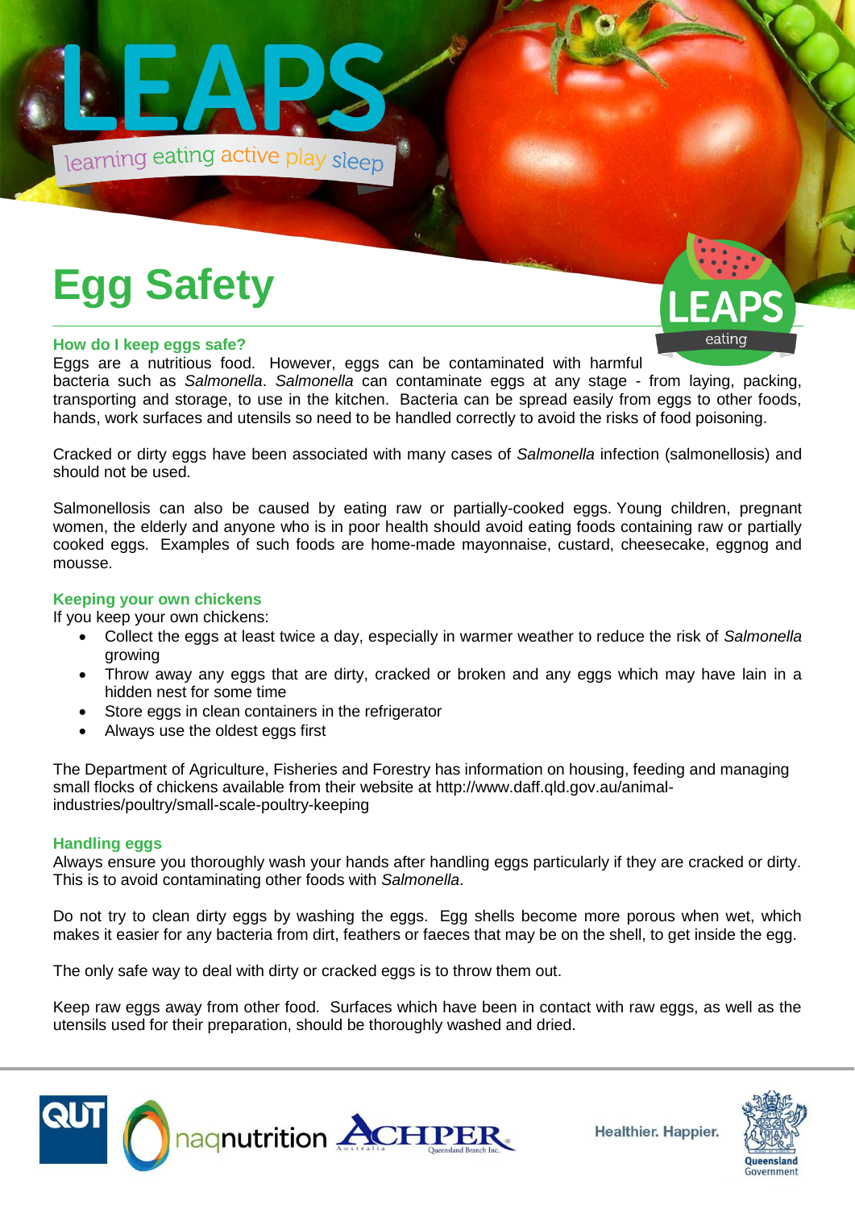# Egg Safety

### How do I keep eggs safe?

Eggs are a nutritious food. However, eggs can be contaminated with harmful bacteria such as *Salmonella*. *Salmonella* can contaminate eggs at any stage - from laying, packing, transporting and storage, to use in the kitchen. Bacteria can be spread easily from eggs to other foods, hands, work surfaces and utensils so need to be handled correctly to avoid the risks of food poisoning.

Cracked or dirty eggs have been associated with many cases of *Salmonella* infection (salmonellosis) and should not be used.

Salmonellosis can also be caused by eating raw or partially-cooked eggs. Young children, pregnant women, the elderly and anyone who is in poor health should avoid eating foods containing raw or partially cooked eggs. Examples of such foods are home-made mayonnaise, custard, cheesecake, eggnog and mousse.

### Keeping your own chickens

If you keep your own chickens:

- Collect the eggs at least twice a day, especially in warmer weather to reduce the risk of *Salmonella* growing
- Throw away any eggs that are dirty, cracked or broken and any eggs which may have lain in a hidden nest for some time
- Store eggs in clean containers in the refrigerator
- Always use the oldest eggs first

The Department of Agriculture, Fisheries and Forestry has information on housing, feeding and managing small flocks of chickens available from their website at http://www.daff.qld.gov.au/animal-industries/poultry/small-scale-poultry-keeping

### Handling eggs

Always ensure you thoroughly wash your hands after handling eggs particularly if they are cracked or dirty. This is to avoid contaminating other foods with *Salmonella*.

Do not try to clean dirty eggs by washing the eggs. Egg shells become more porous when wet, which makes it easier for any bacteria from dirt, feathers or faeces that may be on the shell, to get inside the egg.

The only safe way to deal with dirty or cracked eggs is to throw them out.

Keep raw eggs away from other food. Surfaces which have been in contact with raw eggs, as well as the utensils used for their preparation, should be thoroughly washed and dried.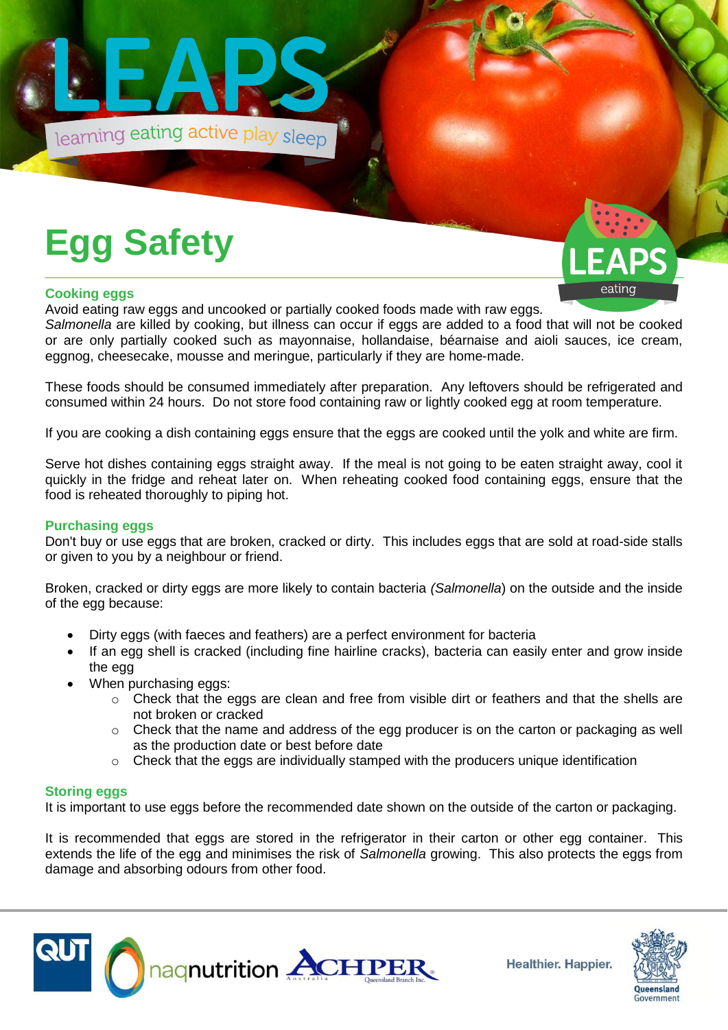# Egg Safety

### Cooking eggs

Avoid eating raw eggs and uncooked or partially cooked foods made with raw eggs. *Salmonella* are killed by cooking, but illness can occur if eggs are added to a food that will not be cooked or are only partially cooked such as mayonnaise, hollandaise, béarnaise and aioli sauces, ice cream, eggnog, cheesecake, mousse and meringue, particularly if they are home-made.

These foods should be consumed immediately after preparation. Any leftovers should be refrigerated and consumed within 24 hours. Do not store food containing raw or lightly cooked egg at room temperature.

If you are cooking a dish containing eggs ensure that the eggs are cooked until the yolk and white are firm.

Serve hot dishes containing eggs straight away. If the meal is not going to be eaten straight away, cool it quickly in the fridge and reheat later on. When reheating cooked food containing eggs, ensure that the food is reheated thoroughly to piping hot.

### Purchasing eggs

Don't buy or use eggs that are broken, cracked or dirty. This includes eggs that are sold at road-side stalls or given to you by a neighbour or friend.

Broken, cracked or dirty eggs are more likely to contain bacteria *(Salmonella)* on the outside and the inside of the egg because:

- Dirty eggs (with faeces and feathers) are a perfect environment for bacteria
- If an egg shell is cracked (including fine hairline cracks), bacteria can easily enter and grow inside the egg
- When purchasing eggs:
  - Check that the eggs are clean and free from visible dirt or feathers and that the shells are not broken or cracked
  - Check that the name and address of the egg producer is on the carton or packaging as well as the production date or best before date
  - Check that the eggs are individually stamped with the producers unique identification

### Storing eggs

It is important to use eggs before the recommended date shown on the outside of the carton or packaging.

It is recommended that eggs are stored in the refrigerator in their carton or other egg container. This extends the life of the egg and minimises the risk of *Salmonella* growing. This also protects the eggs from damage and absorbing odours from other food.